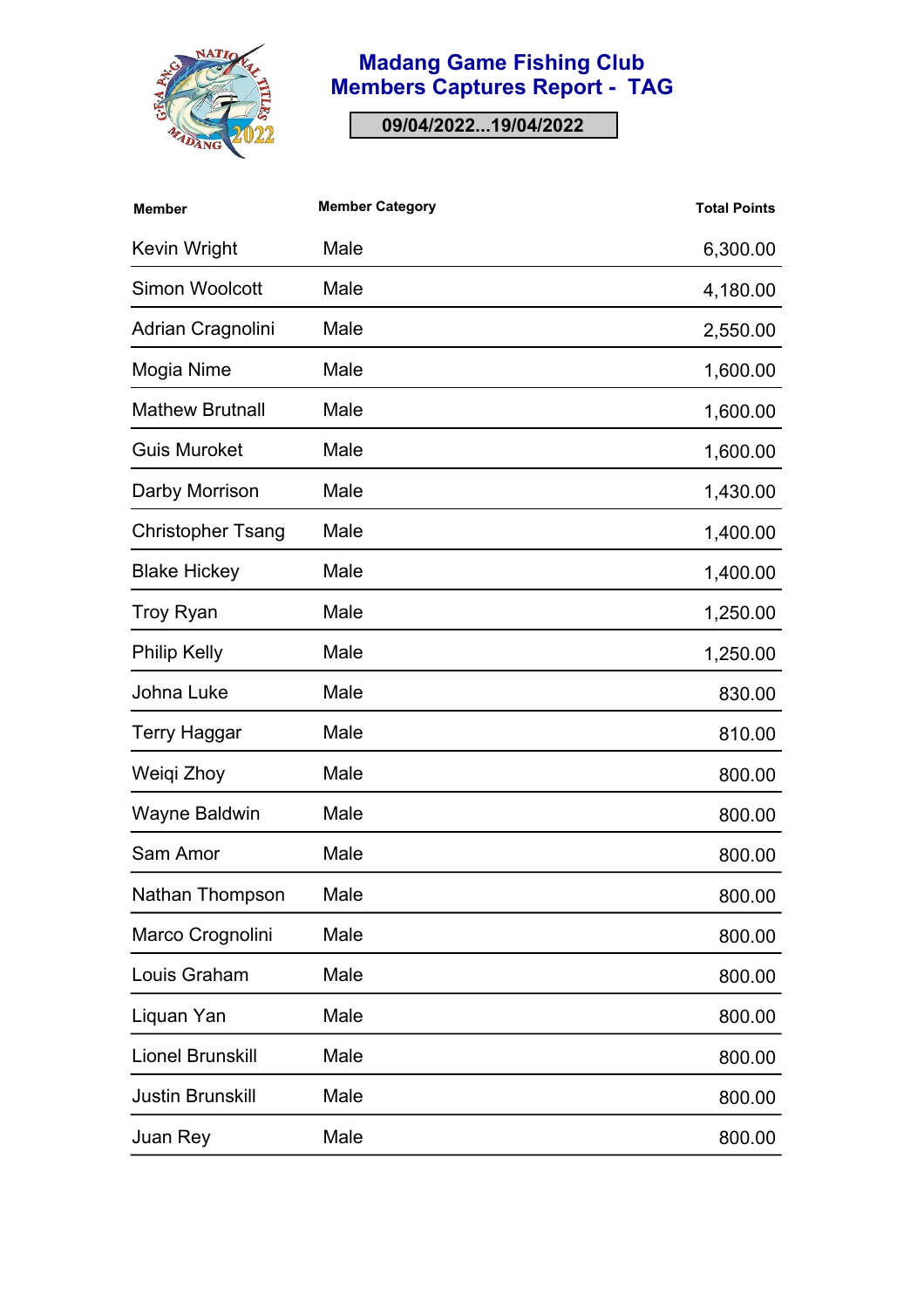# Madang Game Fishing Club
## Members Captures Report - TAG

**09/04/2022...19/04/2022**

| Member | Member Category | Total Points |
|---|---|---|
| Kevin Wright | Male | 6,300.00 |
| Simon Woolcott | Male | 4,180.00 |
| Adrian Cragnolini | Male | 2,550.00 |
| Mogia Nime | Male | 1,600.00 |
| Mathew Brutnall | Male | 1,600.00 |
| Guis Muroket | Male | 1,600.00 |
| Darby Morrison | Male | 1,430.00 |
| Christopher Tsang | Male | 1,400.00 |
| Blake Hickey | Male | 1,400.00 |
| Troy Ryan | Male | 1,250.00 |
| Philip Kelly | Male | 1,250.00 |
| Johna Luke | Male | 830.00 |
| Terry Haggar | Male | 810.00 |
| Weiqi Zhoy | Male | 800.00 |
| Wayne Baldwin | Male | 800.00 |
| Sam Amor | Male | 800.00 |
| Nathan Thompson | Male | 800.00 |
| Marco Crognolini | Male | 800.00 |
| Louis Graham | Male | 800.00 |
| Liquan Yan | Male | 800.00 |
| Lionel Brunskill | Male | 800.00 |
| Justin Brunskill | Male | 800.00 |
| Juan Rey | Male | 800.00 |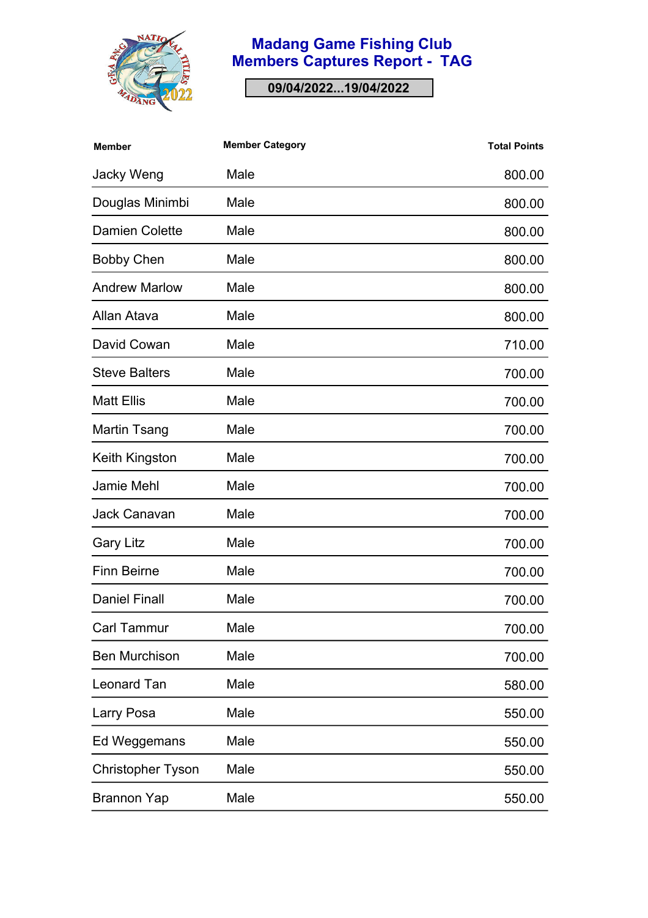# Madang Game Fishing Club
## Members Captures Report - TAG

**09/04/2022...19/04/2022**

| Member | Member Category | Total Points |
| --- | --- | --- |
| Jacky Weng | Male | 800.00 |
| Douglas Minimbi | Male | 800.00 |
| Damien Colette | Male | 800.00 |
| Bobby Chen | Male | 800.00 |
| Andrew Marlow | Male | 800.00 |
| Allan Atava | Male | 800.00 |
| David Cowan | Male | 710.00 |
| Steve Balters | Male | 700.00 |
| Matt Ellis | Male | 700.00 |
| Martin Tsang | Male | 700.00 |
| Keith Kingston | Male | 700.00 |
| Jamie Mehl | Male | 700.00 |
| Jack Canavan | Male | 700.00 |
| Gary Litz | Male | 700.00 |
| Finn Beirne | Male | 700.00 |
| Daniel Finall | Male | 700.00 |
| Carl Tammur | Male | 700.00 |
| Ben Murchison | Male | 700.00 |
| Leonard Tan | Male | 580.00 |
| Larry Posa | Male | 550.00 |
| Ed Weggemans | Male | 550.00 |
| Christopher Tyson | Male | 550.00 |
| Brannon Yap | Male | 550.00 |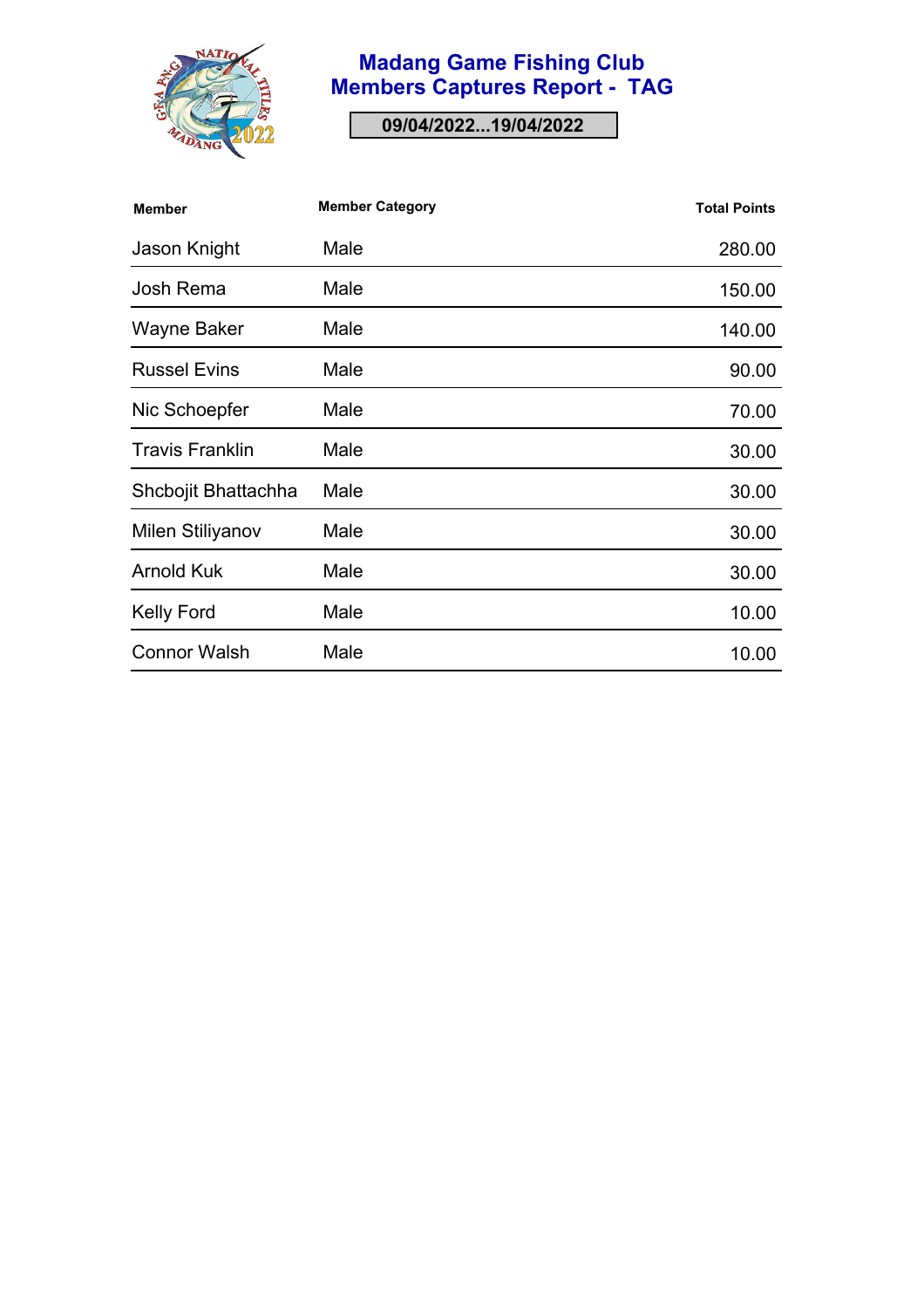# Madang Game Fishing Club
## Members Captures Report - TAG

**09/04/2022...19/04/2022**

| Member | Member Category | Total Points |
|---|---|---|
| Jason Knight | Male | 280.00 |
| Josh Rema | Male | 150.00 |
| Wayne Baker | Male | 140.00 |
| Russel Evins | Male | 90.00 |
| Nic Schoepfer | Male | 70.00 |
| Travis Franklin | Male | 30.00 |
| Shcbojit Bhattachha | Male | 30.00 |
| Milen Stiliyanov | Male | 30.00 |
| Arnold Kuk | Male | 30.00 |
| Kelly Ford | Male | 10.00 |
| Connor Walsh | Male | 10.00 |